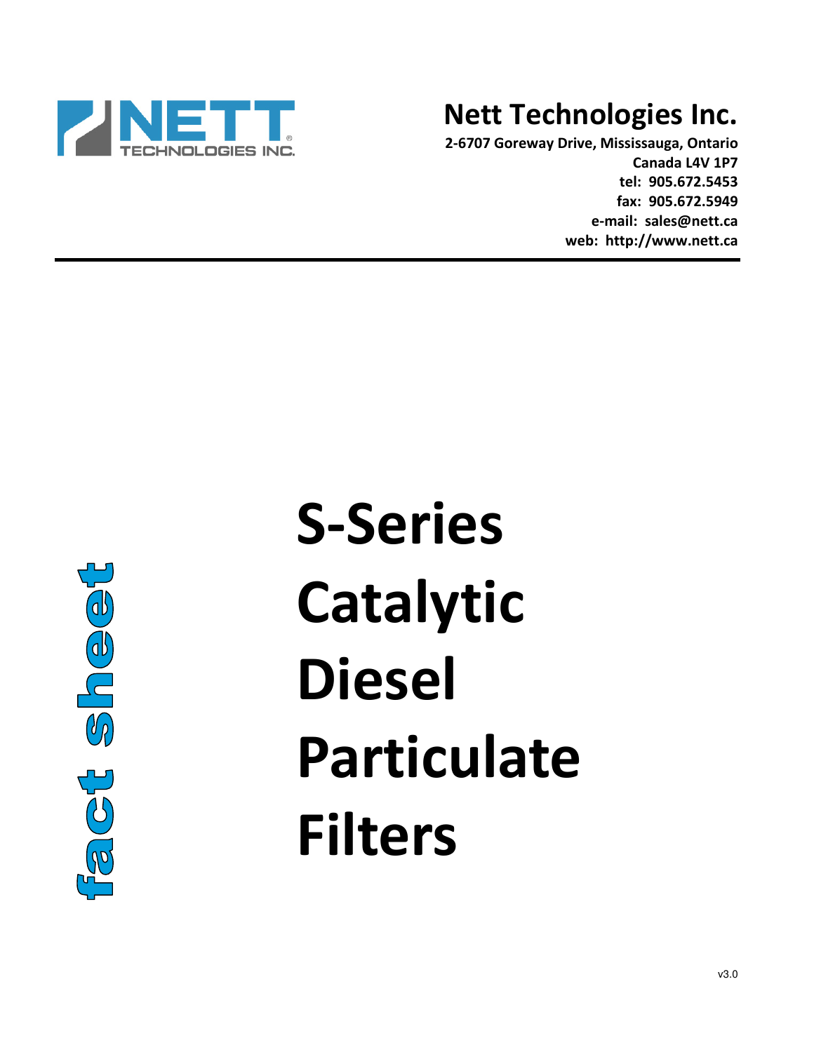# Nett Technologies Inc.

**2-6707 Goreway Drive, Mississauga, Ontario**
**Canada L4V 1P7**
**tel: 905.672.5453**
**fax: 905.672.5949**
**e-mail: sales@nett.ca**
**web: http://www.nett.ca**

---

fact sheet

# S-Series Catalytic Diesel Particulate Filters

v3.0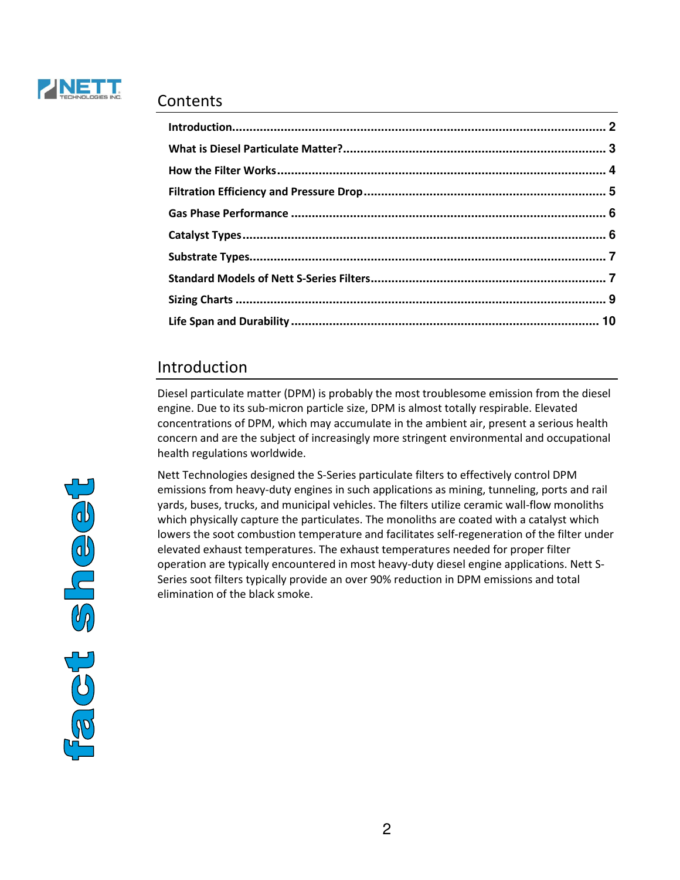## Contents

| | |
|---|---|
| **Introduction** | **2** |
| **What is Diesel Particulate Matter?** | **3** |
| **How the Filter Works** | **4** |
| **Filtration Efficiency and Pressure Drop** | **5** |
| **Gas Phase Performance** | **6** |
| **Catalyst Types** | **6** |
| **Substrate Types** | **7** |
| **Standard Models of Nett S-Series Filters** | **7** |
| **Sizing Charts** | **9** |
| **Life Span and Durability** | **10** |

## Introduction

Diesel particulate matter (DPM) is probably the most troublesome emission from the diesel engine. Due to its sub-micron particle size, DPM is almost totally respirable. Elevated concentrations of DPM, which may accumulate in the ambient air, present a serious health concern and are the subject of increasingly more stringent environmental and occupational health regulations worldwide.

Nett Technologies designed the S-Series particulate filters to effectively control DPM emissions from heavy-duty engines in such applications as mining, tunneling, ports and rail yards, buses, trucks, and municipal vehicles. The filters utilize ceramic wall-flow monoliths which physically capture the particulates. The monoliths are coated with a catalyst which lowers the soot combustion temperature and facilitates self-regeneration of the filter under elevated exhaust temperatures. The exhaust temperatures needed for proper filter operation are typically encountered in most heavy-duty diesel engine applications. Nett S-Series soot filters typically provide an over 90% reduction in DPM emissions and total elimination of the black smoke.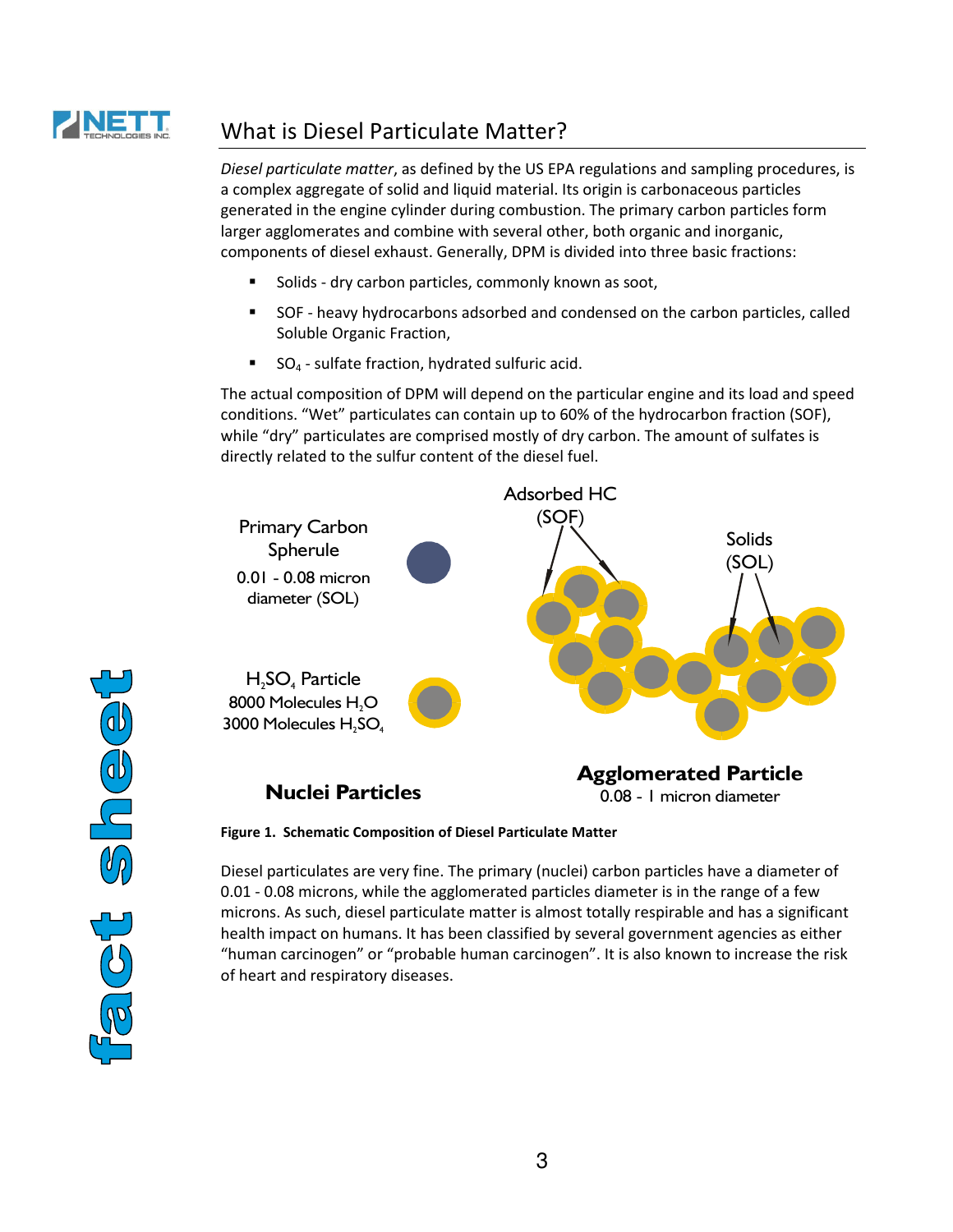## What is Diesel Particulate Matter?

*Diesel particulate matter*, as defined by the US EPA regulations and sampling procedures, is a complex aggregate of solid and liquid material. Its origin is carbonaceous particles generated in the engine cylinder during combustion. The primary carbon particles form larger agglomerates and combine with several other, both organic and inorganic, components of diesel exhaust. Generally, DPM is divided into three basic fractions:

- Solids - dry carbon particles, commonly known as soot,
- SOF - heavy hydrocarbons adsorbed and condensed on the carbon particles, called Soluble Organic Fraction,
- $SO_4$ - sulfate fraction, hydrated sulfuric acid.

The actual composition of DPM will depend on the particular engine and its load and speed conditions. "Wet" particulates can contain up to 60% of the hydrocarbon fraction (SOF), while "dry" particulates are comprised mostly of dry carbon. The amount of sulfates is directly related to the sulfur content of the diesel fuel.

Primary Carbon Spherule
0.01 - 0.08 micron diameter (SOL)

$H_2SO_4$ Particle
8000 Molecules $H_2O$
3000 Molecules $H_2SO_4$

**Nuclei Particles**

Adsorbed HC (SOF)

Solids (SOL)

**Agglomerated Particle**
0.08 - 1 micron diameter

**Figure 1. Schematic Composition of Diesel Particulate Matter**

Diesel particulates are very fine. The primary (nuclei) carbon particles have a diameter of 0.01 - 0.08 microns, while the agglomerated particles diameter is in the range of a few microns. As such, diesel particulate matter is almost totally respirable and has a significant health impact on humans. It has been classified by several government agencies as either "human carcinogen" or "probable human carcinogen". It is also known to increase the risk of heart and respiratory diseases.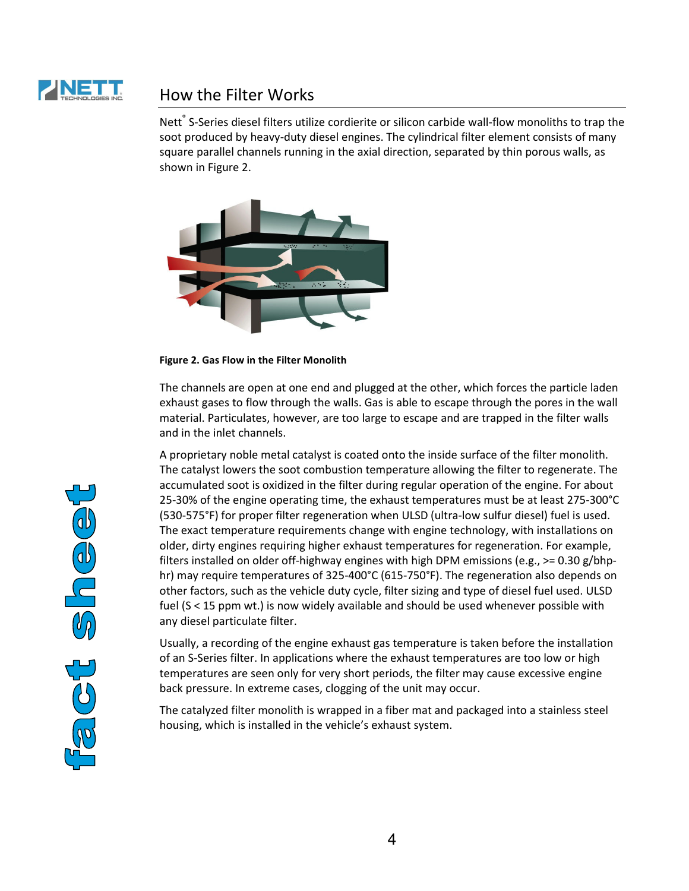## How the Filter Works

Nett® S-Series diesel filters utilize cordierite or silicon carbide wall-flow monoliths to trap the soot produced by heavy-duty diesel engines. The cylindrical filter element consists of many square parallel channels running in the axial direction, separated by thin porous walls, as shown in Figure 2.

**Figure 2. Gas Flow in the Filter Monolith**

The channels are open at one end and plugged at the other, which forces the particle laden exhaust gases to flow through the walls. Gas is able to escape through the pores in the wall material. Particulates, however, are too large to escape and are trapped in the filter walls and in the inlet channels.

A proprietary noble metal catalyst is coated onto the inside surface of the filter monolith. The catalyst lowers the soot combustion temperature allowing the filter to regenerate. The accumulated soot is oxidized in the filter during regular operation of the engine. For about 25-30% of the engine operating time, the exhaust temperatures must be at least 275-300°C (530-575°F) for proper filter regeneration when ULSD (ultra-low sulfur diesel) fuel is used. The exact temperature requirements change with engine technology, with installations on older, dirty engines requiring higher exhaust temperatures for regeneration. For example, filters installed on older off-highway engines with high DPM emissions (e.g., >= 0.30 g/bhp-hr) may require temperatures of 325-400°C (615-750°F). The regeneration also depends on other factors, such as the vehicle duty cycle, filter sizing and type of diesel fuel used. ULSD fuel (S < 15 ppm wt.) is now widely available and should be used whenever possible with any diesel particulate filter.

Usually, a recording of the engine exhaust gas temperature is taken before the installation of an S-Series filter. In applications where the exhaust temperatures are too low or high temperatures are seen only for very short periods, the filter may cause excessive engine back pressure. In extreme cases, clogging of the unit may occur.

The catalyzed filter monolith is wrapped in a fiber mat and packaged into a stainless steel housing, which is installed in the vehicle's exhaust system.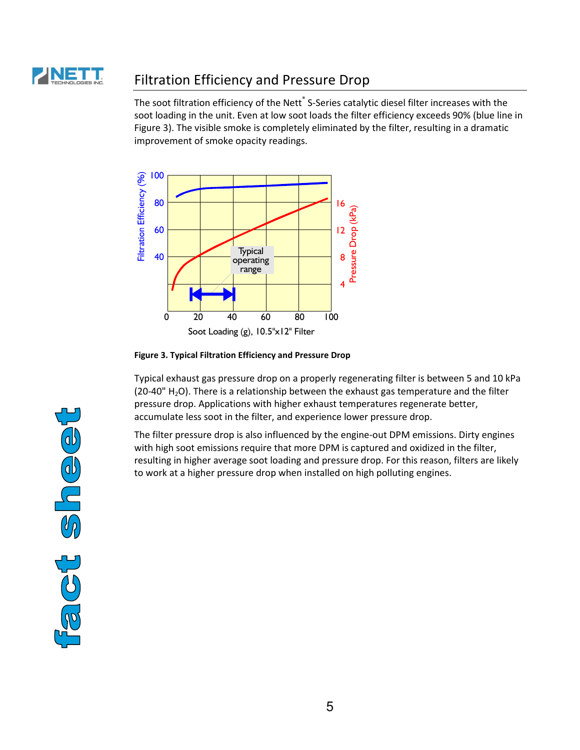## Filtration Efficiency and Pressure Drop

The soot filtration efficiency of the Nett® S-Series catalytic diesel filter increases with the soot loading in the unit. Even at low soot loads the filter efficiency exceeds 90% (blue line in Figure 3). The visible smoke is completely eliminated by the filter, resulting in a dramatic improvement of smoke opacity readings.

**Figure 3. Typical Filtration Efficiency and Pressure Drop**

Typical exhaust gas pressure drop on a properly regenerating filter is between 5 and 10 kPa (20-40" $H_2O$). There is a relationship between the exhaust gas temperature and the filter pressure drop. Applications with higher exhaust temperatures regenerate better, accumulate less soot in the filter, and experience lower pressure drop.

The filter pressure drop is also influenced by the engine-out DPM emissions. Dirty engines with high soot emissions require that more DPM is captured and oxidized in the filter, resulting in higher average soot loading and pressure drop. For this reason, filters are likely to work at a higher pressure drop when installed on high polluting engines.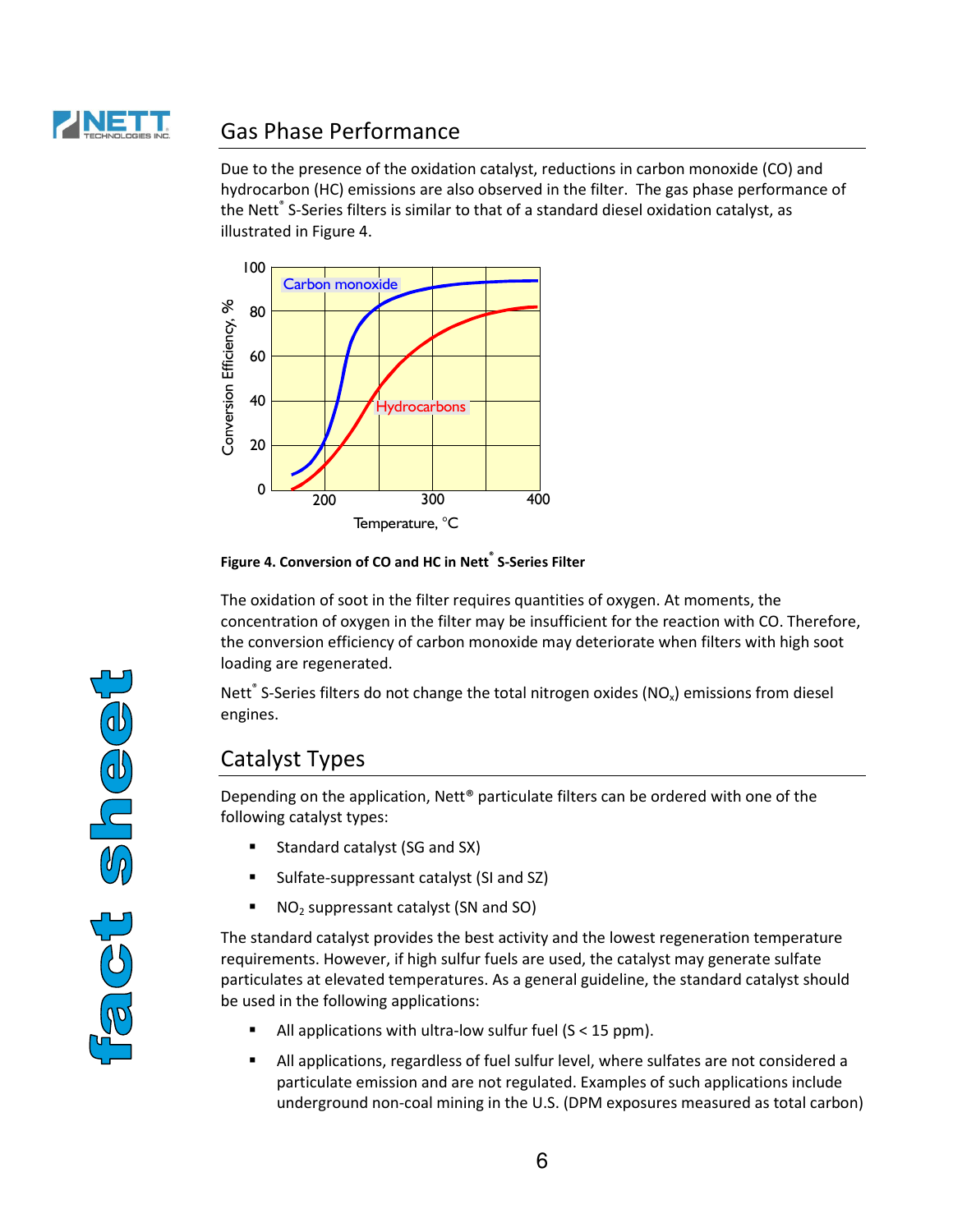## Gas Phase Performance

Due to the presence of the oxidation catalyst, reductions in carbon monoxide (CO) and hydrocarbon (HC) emissions are also observed in the filter. The gas phase performance of the Nett® S-Series filters is similar to that of a standard diesel oxidation catalyst, as illustrated in Figure 4.

**Figure 4. Conversion of CO and HC in Nett® S-Series Filter**

The oxidation of soot in the filter requires quantities of oxygen. At moments, the concentration of oxygen in the filter may be insufficient for the reaction with CO. Therefore, the conversion efficiency of carbon monoxide may deteriorate when filters with high soot loading are regenerated.

Nett® S-Series filters do not change the total nitrogen oxides ($NO_x$) emissions from diesel engines.

## Catalyst Types

Depending on the application, Nett® particulate filters can be ordered with one of the following catalyst types:

- Standard catalyst (SG and SX)
- Sulfate-suppressant catalyst (SI and SZ)
- $NO_2$ suppressant catalyst (SN and SO)

The standard catalyst provides the best activity and the lowest regeneration temperature requirements. However, if high sulfur fuels are used, the catalyst may generate sulfate particulates at elevated temperatures. As a general guideline, the standard catalyst should be used in the following applications:

- All applications with ultra-low sulfur fuel (S < 15 ppm).
- All applications, regardless of fuel sulfur level, where sulfates are not considered a particulate emission and are not regulated. Examples of such applications include underground non-coal mining in the U.S. (DPM exposures measured as total carbon)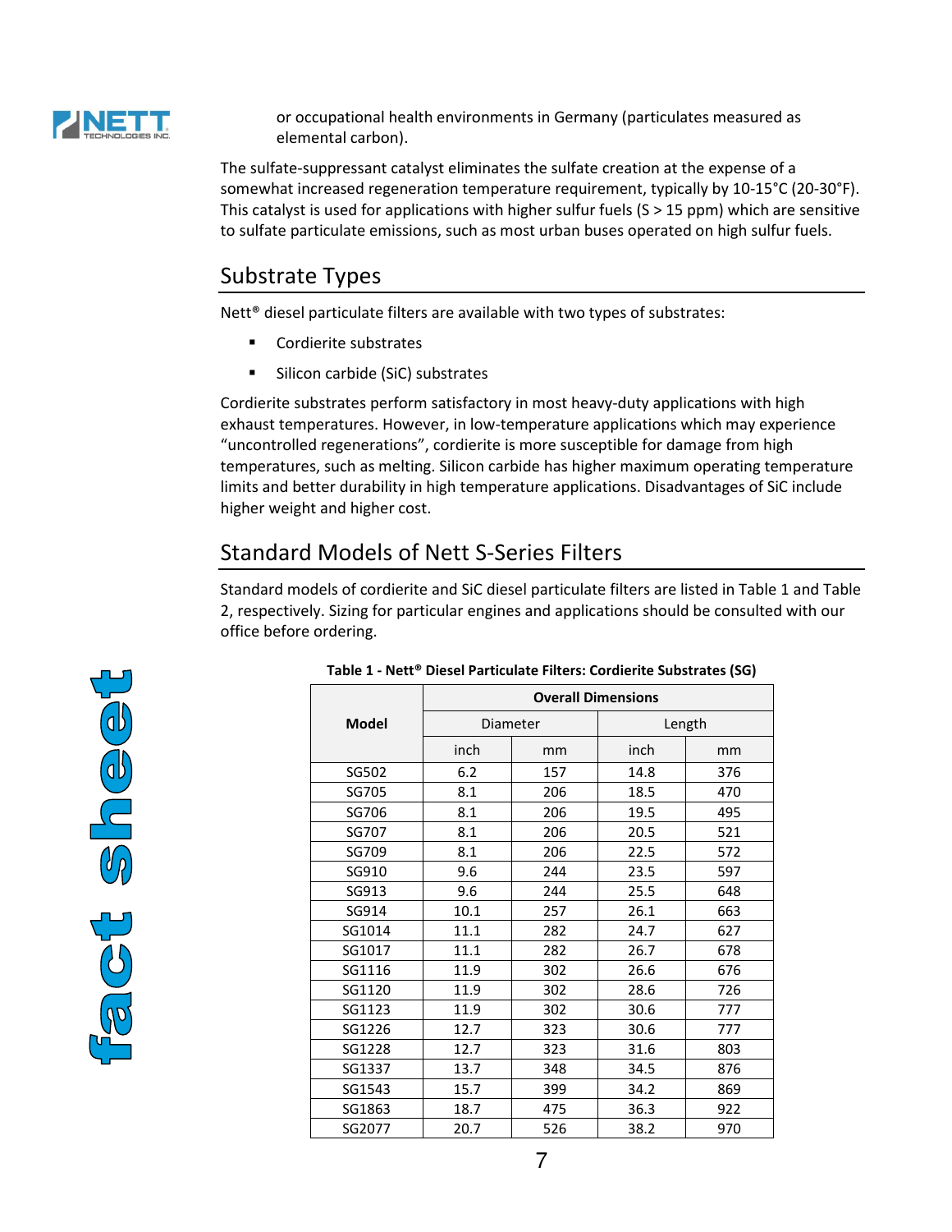or occupational health environments in Germany (particulates measured as elemental carbon).

The sulfate-suppressant catalyst eliminates the sulfate creation at the expense of a somewhat increased regeneration temperature requirement, typically by 10-15°C (20-30°F). This catalyst is used for applications with higher sulfur fuels (S > 15 ppm) which are sensitive to sulfate particulate emissions, such as most urban buses operated on high sulfur fuels.

## Substrate Types

Nett® diesel particulate filters are available with two types of substrates:

- Cordierite substrates
- Silicon carbide (SiC) substrates

Cordierite substrates perform satisfactory in most heavy-duty applications with high exhaust temperatures. However, in low-temperature applications which may experience "uncontrolled regenerations", cordierite is more susceptible for damage from high temperatures, such as melting. Silicon carbide has higher maximum operating temperature limits and better durability in high temperature applications. Disadvantages of SiC include higher weight and higher cost.

## Standard Models of Nett S-Series Filters

Standard models of cordierite and SiC diesel particulate filters are listed in Table 1 and Table 2, respectively. Sizing for particular engines and applications should be consulted with our office before ordering.

**Table 1 - Nett® Diesel Particulate Filters: Cordierite Substrates (SG)**

| Model | Overall Dimensions | | | |
|---|---|---|---|---|
| | Diameter | | Length | |
| | inch | mm | inch | mm |
| SG502 | 6.2 | 157 | 14.8 | 376 |
| SG705 | 8.1 | 206 | 18.5 | 470 |
| SG706 | 8.1 | 206 | 19.5 | 495 |
| SG707 | 8.1 | 206 | 20.5 | 521 |
| SG709 | 8.1 | 206 | 22.5 | 572 |
| SG910 | 9.6 | 244 | 23.5 | 597 |
| SG913 | 9.6 | 244 | 25.5 | 648 |
| SG914 | 10.1 | 257 | 26.1 | 663 |
| SG1014 | 11.1 | 282 | 24.7 | 627 |
| SG1017 | 11.1 | 282 | 26.7 | 678 |
| SG1116 | 11.9 | 302 | 26.6 | 676 |
| SG1120 | 11.9 | 302 | 28.6 | 726 |
| SG1123 | 11.9 | 302 | 30.6 | 777 |
| SG1226 | 12.7 | 323 | 30.6 | 777 |
| SG1228 | 12.7 | 323 | 31.6 | 803 |
| SG1337 | 13.7 | 348 | 34.5 | 876 |
| SG1543 | 15.7 | 399 | 34.2 | 869 |
| SG1863 | 18.7 | 475 | 36.3 | 922 |
| SG2077 | 20.7 | 526 | 38.2 | 970 |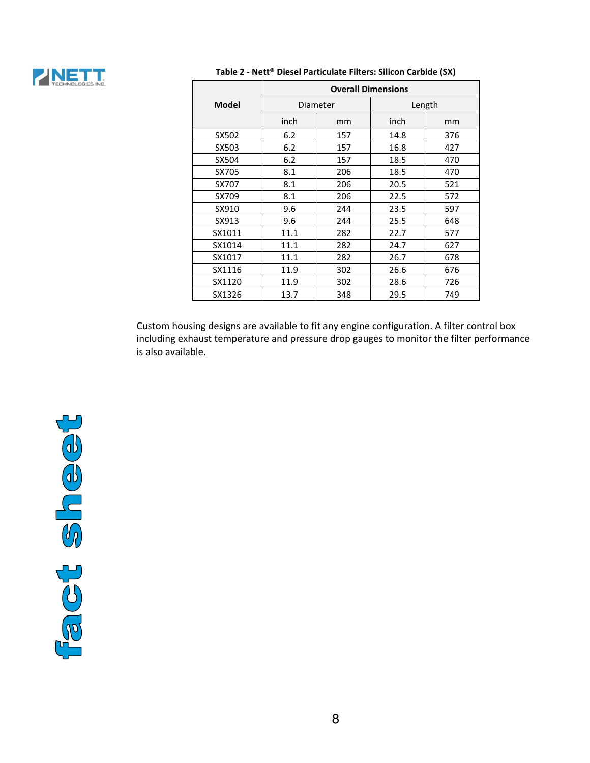**Table 2 - Nett® Diesel Particulate Filters: Silicon Carbide (SX)**

| Model | Overall Dimensions | | | |
|---|---|---|---|---|
| | Diameter | | Length | |
| | inch | mm | inch | mm |
| SX502 | 6.2 | 157 | 14.8 | 376 |
| SX503 | 6.2 | 157 | 16.8 | 427 |
| SX504 | 6.2 | 157 | 18.5 | 470 |
| SX705 | 8.1 | 206 | 18.5 | 470 |
| SX707 | 8.1 | 206 | 20.5 | 521 |
| SX709 | 8.1 | 206 | 22.5 | 572 |
| SX910 | 9.6 | 244 | 23.5 | 597 |
| SX913 | 9.6 | 244 | 25.5 | 648 |
| SX1011 | 11.1 | 282 | 22.7 | 577 |
| SX1014 | 11.1 | 282 | 24.7 | 627 |
| SX1017 | 11.1 | 282 | 26.7 | 678 |
| SX1116 | 11.9 | 302 | 26.6 | 676 |
| SX1120 | 11.9 | 302 | 28.6 | 726 |
| SX1326 | 13.7 | 348 | 29.5 | 749 |

Custom housing designs are available to fit any engine configuration. A filter control box including exhaust temperature and pressure drop gauges to monitor the filter performance is also available.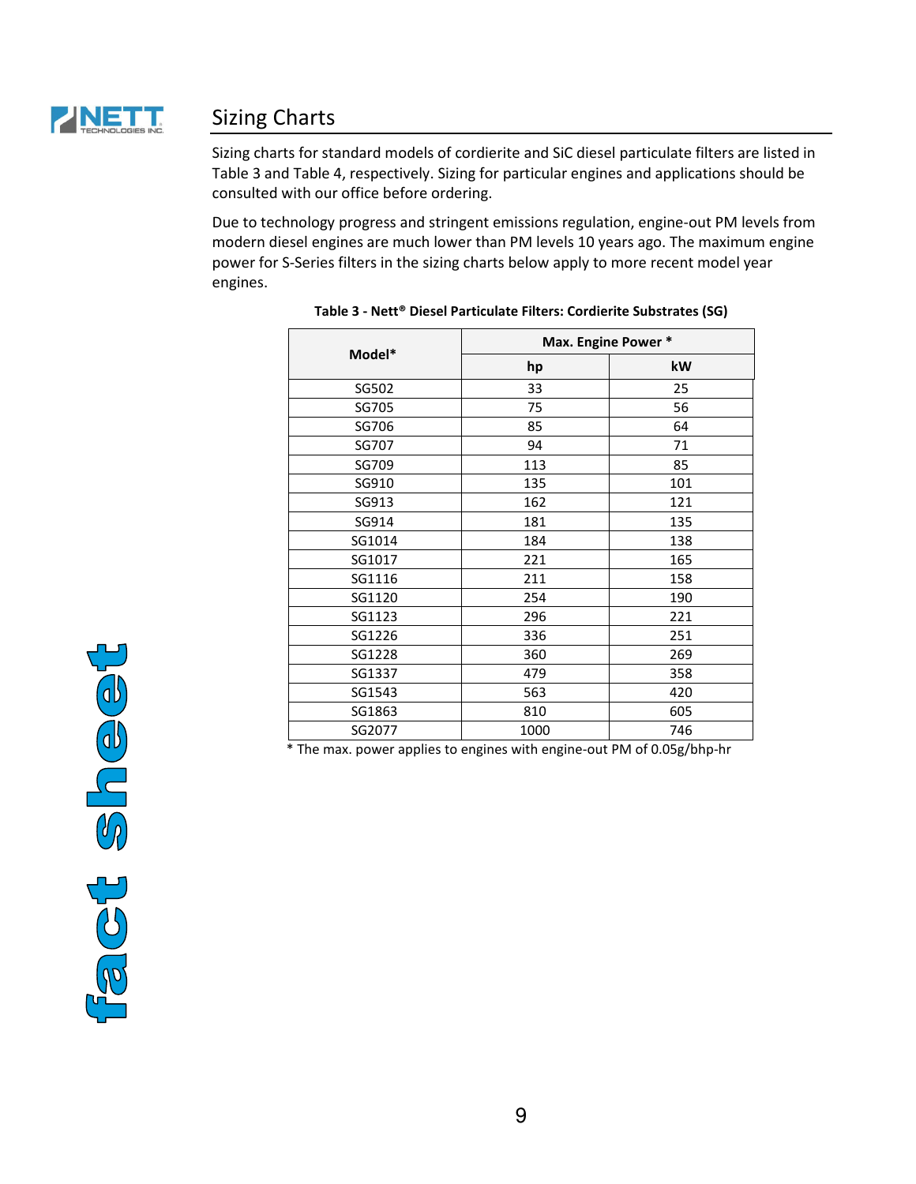## Sizing Charts

Sizing charts for standard models of cordierite and SiC diesel particulate filters are listed in Table 3 and Table 4, respectively. Sizing for particular engines and applications should be consulted with our office before ordering.

Due to technology progress and stringent emissions regulation, engine-out PM levels from modern diesel engines are much lower than PM levels 10 years ago. The maximum engine power for S-Series filters in the sizing charts below apply to more recent model year engines.

**Table 3 - Nett® Diesel Particulate Filters: Cordierite Substrates (SG)**

| Model* | Max. Engine Power * | |
|---|---|---|
| | hp | kW |
| SG502 | 33 | 25 |
| SG705 | 75 | 56 |
| SG706 | 85 | 64 |
| SG707 | 94 | 71 |
| SG709 | 113 | 85 |
| SG910 | 135 | 101 |
| SG913 | 162 | 121 |
| SG914 | 181 | 135 |
| SG1014 | 184 | 138 |
| SG1017 | 221 | 165 |
| SG1116 | 211 | 158 |
| SG1120 | 254 | 190 |
| SG1123 | 296 | 221 |
| SG1226 | 336 | 251 |
| SG1228 | 360 | 269 |
| SG1337 | 479 | 358 |
| SG1543 | 563 | 420 |
| SG1863 | 810 | 605 |
| SG2077 | 1000 | 746 |

* The max. power applies to engines with engine-out PM of 0.05g/bhp-hr

fact sheet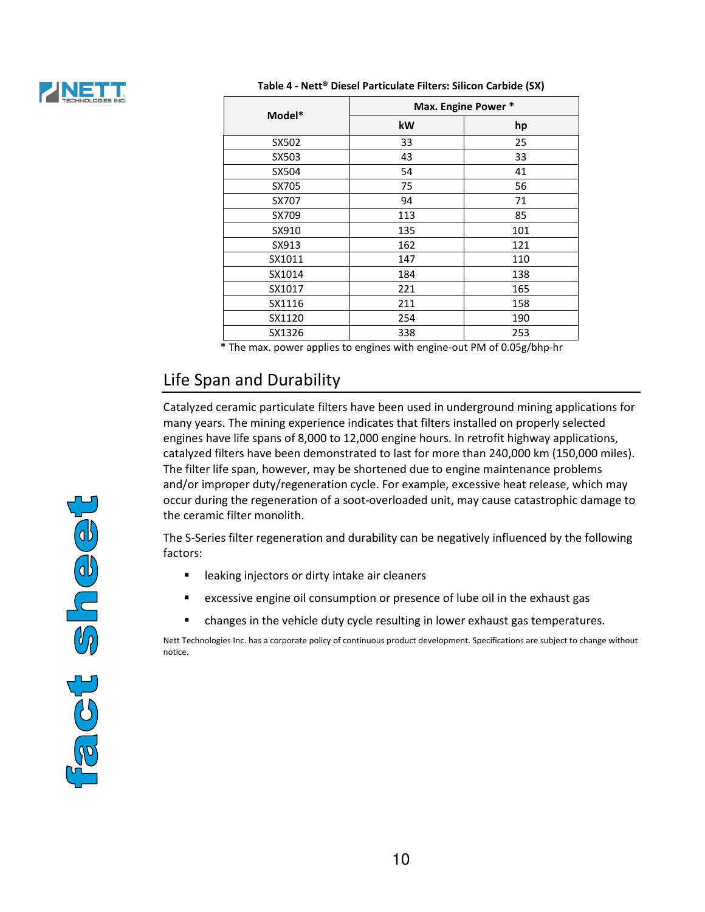**Table 4 - Nett® Diesel Particulate Filters: Silicon Carbide (SX)**

| Model* | Max. Engine Power * | |
|---|---|---|
| | kW | hp |
| SX502 | 33 | 25 |
| SX503 | 43 | 33 |
| SX504 | 54 | 41 |
| SX705 | 75 | 56 |
| SX707 | 94 | 71 |
| SX709 | 113 | 85 |
| SX910 | 135 | 101 |
| SX913 | 162 | 121 |
| SX1011 | 147 | 110 |
| SX1014 | 184 | 138 |
| SX1017 | 221 | 165 |
| SX1116 | 211 | 158 |
| SX1120 | 254 | 190 |
| SX1326 | 338 | 253 |

* The max. power applies to engines with engine-out PM of 0.05g/bhp-hr

## Life Span and Durability

Catalyzed ceramic particulate filters have been used in underground mining applications for many years. The mining experience indicates that filters installed on properly selected engines have life spans of 8,000 to 12,000 engine hours. In retrofit highway applications, catalyzed filters have been demonstrated to last for more than 240,000 km (150,000 miles). The filter life span, however, may be shortened due to engine maintenance problems and/or improper duty/regeneration cycle. For example, excessive heat release, which may occur during the regeneration of a soot-overloaded unit, may cause catastrophic damage to the ceramic filter monolith.

The S-Series filter regeneration and durability can be negatively influenced by the following factors:

- leaking injectors or dirty intake air cleaners
- excessive engine oil consumption or presence of lube oil in the exhaust gas
- changes in the vehicle duty cycle resulting in lower exhaust gas temperatures.

Nett Technologies Inc. has a corporate policy of continuous product development. Specifications are subject to change without notice.